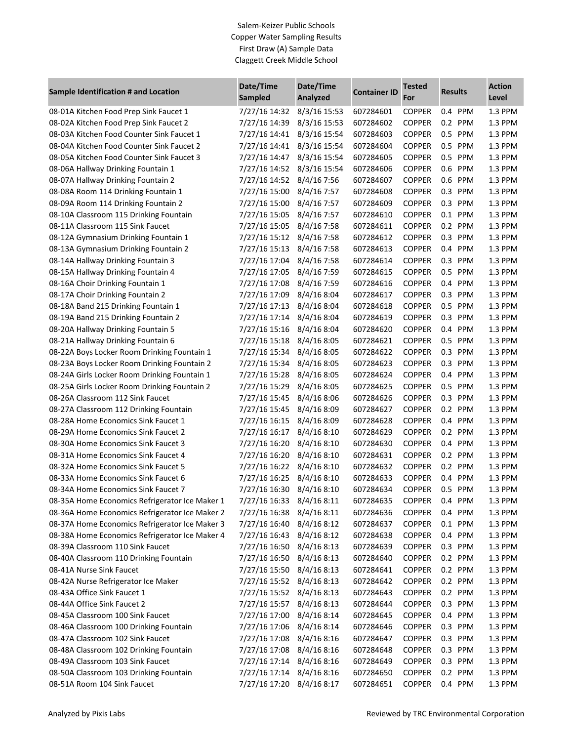Salem-Keizer Public Schools
Copper Water Sampling Results
First Draw (A) Sample Data
Claggett Creek Middle School

| Sample Identification # and Location | Date/Time Sampled | Date/Time Analyzed | Container ID | Tested For | Results | Action Level |
|---|---|---|---|---|---|---|
| 08-01A Kitchen Food Prep Sink Faucet 1 | 7/27/16 14:32 | 8/3/16 15:53 | 607284601 | COPPER | 0.4 PPM | 1.3 PPM |
| 08-02A Kitchen Food Prep Sink Faucet 2 | 7/27/16 14:39 | 8/3/16 15:53 | 607284602 | COPPER | 0.2 PPM | 1.3 PPM |
| 08-03A Kitchen Food Counter Sink Faucet 1 | 7/27/16 14:41 | 8/3/16 15:54 | 607284603 | COPPER | 0.5 PPM | 1.3 PPM |
| 08-04A Kitchen Food Counter Sink Faucet 2 | 7/27/16 14:41 | 8/3/16 15:54 | 607284604 | COPPER | 0.5 PPM | 1.3 PPM |
| 08-05A Kitchen Food Counter Sink Faucet 3 | 7/27/16 14:47 | 8/3/16 15:54 | 607284605 | COPPER | 0.5 PPM | 1.3 PPM |
| 08-06A Hallway Drinking Fountain 1 | 7/27/16 14:52 | 8/3/16 15:54 | 607284606 | COPPER | 0.6 PPM | 1.3 PPM |
| 08-07A Hallway Drinking Fountain 2 | 7/27/16 14:52 | 8/4/16 7:56 | 607284607 | COPPER | 0.6 PPM | 1.3 PPM |
| 08-08A Room 114 Drinking Fountain 1 | 7/27/16 15:00 | 8/4/16 7:57 | 607284608 | COPPER | 0.3 PPM | 1.3 PPM |
| 08-09A Room 114 Drinking Fountain 2 | 7/27/16 15:00 | 8/4/16 7:57 | 607284609 | COPPER | 0.3 PPM | 1.3 PPM |
| 08-10A Classroom 115 Drinking Fountain | 7/27/16 15:05 | 8/4/16 7:57 | 607284610 | COPPER | 0.1 PPM | 1.3 PPM |
| 08-11A Classroom 115 Sink Faucet | 7/27/16 15:05 | 8/4/16 7:58 | 607284611 | COPPER | 0.2 PPM | 1.3 PPM |
| 08-12A Gymnasium Drinking Fountain 1 | 7/27/16 15:12 | 8/4/16 7:58 | 607284612 | COPPER | 0.3 PPM | 1.3 PPM |
| 08-13A Gymnasium Drinking Fountain 2 | 7/27/16 15:13 | 8/4/16 7:58 | 607284613 | COPPER | 0.4 PPM | 1.3 PPM |
| 08-14A Hallway Drinking Fountain 3 | 7/27/16 17:04 | 8/4/16 7:58 | 607284614 | COPPER | 0.3 PPM | 1.3 PPM |
| 08-15A Hallway Drinking Fountain 4 | 7/27/16 17:05 | 8/4/16 7:59 | 607284615 | COPPER | 0.5 PPM | 1.3 PPM |
| 08-16A Choir Drinking Fountain 1 | 7/27/16 17:08 | 8/4/16 7:59 | 607284616 | COPPER | 0.4 PPM | 1.3 PPM |
| 08-17A Choir Drinking Fountain 2 | 7/27/16 17:09 | 8/4/16 8:04 | 607284617 | COPPER | 0.3 PPM | 1.3 PPM |
| 08-18A Band 215 Drinking Fountain 1 | 7/27/16 17:13 | 8/4/16 8:04 | 607284618 | COPPER | 0.5 PPM | 1.3 PPM |
| 08-19A Band 215 Drinking Fountain 2 | 7/27/16 17:14 | 8/4/16 8:04 | 607284619 | COPPER | 0.3 PPM | 1.3 PPM |
| 08-20A Hallway Drinking Fountain 5 | 7/27/16 15:16 | 8/4/16 8:04 | 607284620 | COPPER | 0.4 PPM | 1.3 PPM |
| 08-21A Hallway Drinking Fountain 6 | 7/27/16 15:18 | 8/4/16 8:05 | 607284621 | COPPER | 0.5 PPM | 1.3 PPM |
| 08-22A Boys Locker Room Drinking Fountain 1 | 7/27/16 15:34 | 8/4/16 8:05 | 607284622 | COPPER | 0.3 PPM | 1.3 PPM |
| 08-23A Boys Locker Room Drinking Fountain 2 | 7/27/16 15:34 | 8/4/16 8:05 | 607284623 | COPPER | 0.3 PPM | 1.3 PPM |
| 08-24A Girls Locker Room Drinking Fountain 1 | 7/27/16 15:28 | 8/4/16 8:05 | 607284624 | COPPER | 0.4 PPM | 1.3 PPM |
| 08-25A Girls Locker Room Drinking Fountain 2 | 7/27/16 15:29 | 8/4/16 8:05 | 607284625 | COPPER | 0.5 PPM | 1.3 PPM |
| 08-26A Classroom 112 Sink Faucet | 7/27/16 15:45 | 8/4/16 8:06 | 607284626 | COPPER | 0.3 PPM | 1.3 PPM |
| 08-27A Classroom 112 Drinking Fountain | 7/27/16 15:45 | 8/4/16 8:09 | 607284627 | COPPER | 0.2 PPM | 1.3 PPM |
| 08-28A Home Economics Sink Faucet 1 | 7/27/16 16:15 | 8/4/16 8:09 | 607284628 | COPPER | 0.4 PPM | 1.3 PPM |
| 08-29A Home Economics Sink Faucet 2 | 7/27/16 16:17 | 8/4/16 8:10 | 607284629 | COPPER | 0.2 PPM | 1.3 PPM |
| 08-30A Home Economics Sink Faucet 3 | 7/27/16 16:20 | 8/4/16 8:10 | 607284630 | COPPER | 0.4 PPM | 1.3 PPM |
| 08-31A Home Economics Sink Faucet 4 | 7/27/16 16:20 | 8/4/16 8:10 | 607284631 | COPPER | 0.2 PPM | 1.3 PPM |
| 08-32A Home Economics Sink Faucet 5 | 7/27/16 16:22 | 8/4/16 8:10 | 607284632 | COPPER | 0.2 PPM | 1.3 PPM |
| 08-33A Home Economics Sink Faucet 6 | 7/27/16 16:25 | 8/4/16 8:10 | 607284633 | COPPER | 0.4 PPM | 1.3 PPM |
| 08-34A Home Economics Sink Faucet 7 | 7/27/16 16:30 | 8/4/16 8:10 | 607284634 | COPPER | 0.5 PPM | 1.3 PPM |
| 08-35A Home Economics Refrigerator Ice Maker 1 | 7/27/16 16:33 | 8/4/16 8:11 | 607284635 | COPPER | 0.4 PPM | 1.3 PPM |
| 08-36A Home Economics Refrigerator Ice Maker 2 | 7/27/16 16:38 | 8/4/16 8:11 | 607284636 | COPPER | 0.4 PPM | 1.3 PPM |
| 08-37A Home Economics Refrigerator Ice Maker 3 | 7/27/16 16:40 | 8/4/16 8:12 | 607284637 | COPPER | 0.1 PPM | 1.3 PPM |
| 08-38A Home Economics Refrigerator Ice Maker 4 | 7/27/16 16:43 | 8/4/16 8:12 | 607284638 | COPPER | 0.4 PPM | 1.3 PPM |
| 08-39A Classroom 110 Sink Faucet | 7/27/16 16:50 | 8/4/16 8:13 | 607284639 | COPPER | 0.3 PPM | 1.3 PPM |
| 08-40A Classroom 110 Drinking Fountain | 7/27/16 16:50 | 8/4/16 8:13 | 607284640 | COPPER | 0.2 PPM | 1.3 PPM |
| 08-41A Nurse Sink Faucet | 7/27/16 15:50 | 8/4/16 8:13 | 607284641 | COPPER | 0.2 PPM | 1.3 PPM |
| 08-42A Nurse Refrigerator Ice Maker | 7/27/16 15:52 | 8/4/16 8:13 | 607284642 | COPPER | 0.2 PPM | 1.3 PPM |
| 08-43A Office Sink Faucet 1 | 7/27/16 15:52 | 8/4/16 8:13 | 607284643 | COPPER | 0.2 PPM | 1.3 PPM |
| 08-44A Office Sink Faucet 2 | 7/27/16 15:57 | 8/4/16 8:13 | 607284644 | COPPER | 0.3 PPM | 1.3 PPM |
| 08-45A Classroom 100 Sink Faucet | 7/27/16 17:00 | 8/4/16 8:14 | 607284645 | COPPER | 0.4 PPM | 1.3 PPM |
| 08-46A Classroom 100 Drinking Fountain | 7/27/16 17:06 | 8/4/16 8:14 | 607284646 | COPPER | 0.3 PPM | 1.3 PPM |
| 08-47A Classroom 102 Sink Faucet | 7/27/16 17:08 | 8/4/16 8:16 | 607284647 | COPPER | 0.3 PPM | 1.3 PPM |
| 08-48A Classroom 102 Drinking Fountain | 7/27/16 17:08 | 8/4/16 8:16 | 607284648 | COPPER | 0.3 PPM | 1.3 PPM |
| 08-49A Classroom 103 Sink Faucet | 7/27/16 17:14 | 8/4/16 8:16 | 607284649 | COPPER | 0.3 PPM | 1.3 PPM |
| 08-50A Classroom 103 Drinking Fountain | 7/27/16 17:14 | 8/4/16 8:16 | 607284650 | COPPER | 0.2 PPM | 1.3 PPM |
| 08-51A Room 104 Sink Faucet | 7/27/16 17:20 | 8/4/16 8:17 | 607284651 | COPPER | 0.4 PPM | 1.3 PPM |

Analyzed by Pixis Labs

Reviewed by TRC Environmental Corporation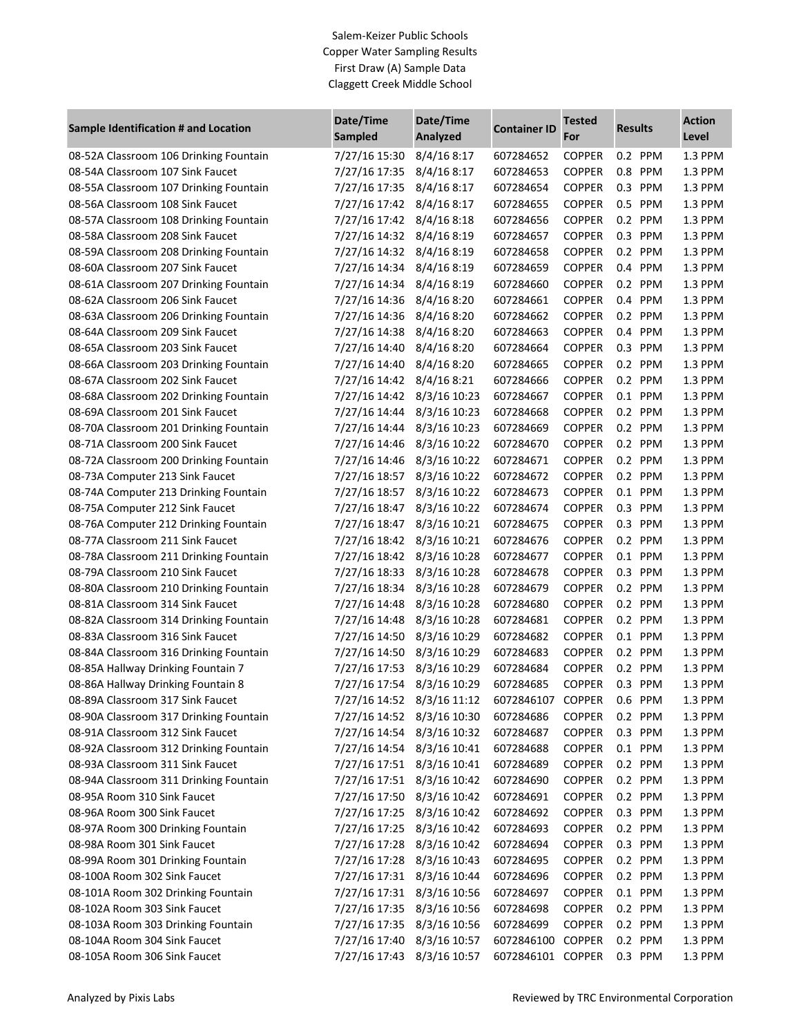Salem-Keizer Public Schools
Copper Water Sampling Results
First Draw (A) Sample Data
Claggett Creek Middle School

| Sample Identification # and Location | Date/Time Sampled | Date/Time Analyzed | Container ID | Tested For | Results | Action Level |
|---|---|---|---|---|---|---|
| 08-52A Classroom 106 Drinking Fountain | 7/27/16 15:30 | 8/4/16 8:17 | 607284652 | COPPER | 0.2 PPM | 1.3 PPM |
| 08-54A Classroom 107 Sink Faucet | 7/27/16 17:35 | 8/4/16 8:17 | 607284653 | COPPER | 0.8 PPM | 1.3 PPM |
| 08-55A Classroom 107 Drinking Fountain | 7/27/16 17:35 | 8/4/16 8:17 | 607284654 | COPPER | 0.3 PPM | 1.3 PPM |
| 08-56A Classroom 108 Sink Faucet | 7/27/16 17:42 | 8/4/16 8:17 | 607284655 | COPPER | 0.5 PPM | 1.3 PPM |
| 08-57A Classroom 108 Drinking Fountain | 7/27/16 17:42 | 8/4/16 8:18 | 607284656 | COPPER | 0.2 PPM | 1.3 PPM |
| 08-58A Classroom 208 Sink Faucet | 7/27/16 14:32 | 8/4/16 8:19 | 607284657 | COPPER | 0.3 PPM | 1.3 PPM |
| 08-59A Classroom 208 Drinking Fountain | 7/27/16 14:32 | 8/4/16 8:19 | 607284658 | COPPER | 0.2 PPM | 1.3 PPM |
| 08-60A Classroom 207 Sink Faucet | 7/27/16 14:34 | 8/4/16 8:19 | 607284659 | COPPER | 0.4 PPM | 1.3 PPM |
| 08-61A Classroom 207 Drinking Fountain | 7/27/16 14:34 | 8/4/16 8:19 | 607284660 | COPPER | 0.2 PPM | 1.3 PPM |
| 08-62A Classroom 206 Sink Faucet | 7/27/16 14:36 | 8/4/16 8:20 | 607284661 | COPPER | 0.4 PPM | 1.3 PPM |
| 08-63A Classroom 206 Drinking Fountain | 7/27/16 14:36 | 8/4/16 8:20 | 607284662 | COPPER | 0.2 PPM | 1.3 PPM |
| 08-64A Classroom 209 Sink Faucet | 7/27/16 14:38 | 8/4/16 8:20 | 607284663 | COPPER | 0.4 PPM | 1.3 PPM |
| 08-65A Classroom 203 Sink Faucet | 7/27/16 14:40 | 8/4/16 8:20 | 607284664 | COPPER | 0.3 PPM | 1.3 PPM |
| 08-66A Classroom 203 Drinking Fountain | 7/27/16 14:40 | 8/4/16 8:20 | 607284665 | COPPER | 0.2 PPM | 1.3 PPM |
| 08-67A Classroom 202 Sink Faucet | 7/27/16 14:42 | 8/4/16 8:21 | 607284666 | COPPER | 0.2 PPM | 1.3 PPM |
| 08-68A Classroom 202 Drinking Fountain | 7/27/16 14:42 | 8/3/16 10:23 | 607284667 | COPPER | 0.1 PPM | 1.3 PPM |
| 08-69A Classroom 201 Sink Faucet | 7/27/16 14:44 | 8/3/16 10:23 | 607284668 | COPPER | 0.2 PPM | 1.3 PPM |
| 08-70A Classroom 201 Drinking Fountain | 7/27/16 14:44 | 8/3/16 10:23 | 607284669 | COPPER | 0.2 PPM | 1.3 PPM |
| 08-71A Classroom 200 Sink Faucet | 7/27/16 14:46 | 8/3/16 10:22 | 607284670 | COPPER | 0.2 PPM | 1.3 PPM |
| 08-72A Classroom 200 Drinking Fountain | 7/27/16 14:46 | 8/3/16 10:22 | 607284671 | COPPER | 0.2 PPM | 1.3 PPM |
| 08-73A Computer 213 Sink Faucet | 7/27/16 18:57 | 8/3/16 10:22 | 607284672 | COPPER | 0.2 PPM | 1.3 PPM |
| 08-74A Computer 213 Drinking Fountain | 7/27/16 18:57 | 8/3/16 10:22 | 607284673 | COPPER | 0.1 PPM | 1.3 PPM |
| 08-75A Computer 212 Sink Faucet | 7/27/16 18:47 | 8/3/16 10:22 | 607284674 | COPPER | 0.3 PPM | 1.3 PPM |
| 08-76A Computer 212 Drinking Fountain | 7/27/16 18:47 | 8/3/16 10:21 | 607284675 | COPPER | 0.3 PPM | 1.3 PPM |
| 08-77A Classroom 211 Sink Faucet | 7/27/16 18:42 | 8/3/16 10:21 | 607284676 | COPPER | 0.2 PPM | 1.3 PPM |
| 08-78A Classroom 211 Drinking Fountain | 7/27/16 18:42 | 8/3/16 10:28 | 607284677 | COPPER | 0.1 PPM | 1.3 PPM |
| 08-79A Classroom 210 Sink Faucet | 7/27/16 18:33 | 8/3/16 10:28 | 607284678 | COPPER | 0.3 PPM | 1.3 PPM |
| 08-80A Classroom 210 Drinking Fountain | 7/27/16 18:34 | 8/3/16 10:28 | 607284679 | COPPER | 0.2 PPM | 1.3 PPM |
| 08-81A Classroom 314 Sink Faucet | 7/27/16 14:48 | 8/3/16 10:28 | 607284680 | COPPER | 0.2 PPM | 1.3 PPM |
| 08-82A Classroom 314 Drinking Fountain | 7/27/16 14:48 | 8/3/16 10:28 | 607284681 | COPPER | 0.2 PPM | 1.3 PPM |
| 08-83A Classroom 316 Sink Faucet | 7/27/16 14:50 | 8/3/16 10:29 | 607284682 | COPPER | 0.1 PPM | 1.3 PPM |
| 08-84A Classroom 316 Drinking Fountain | 7/27/16 14:50 | 8/3/16 10:29 | 607284683 | COPPER | 0.2 PPM | 1.3 PPM |
| 08-85A Hallway Drinking Fountain 7 | 7/27/16 17:53 | 8/3/16 10:29 | 607284684 | COPPER | 0.2 PPM | 1.3 PPM |
| 08-86A Hallway Drinking Fountain 8 | 7/27/16 17:54 | 8/3/16 10:29 | 607284685 | COPPER | 0.3 PPM | 1.3 PPM |
| 08-89A Classroom 317 Sink Faucet | 7/27/16 14:52 | 8/3/16 11:12 | 6072846107 | COPPER | 0.6 PPM | 1.3 PPM |
| 08-90A Classroom 317 Drinking Fountain | 7/27/16 14:52 | 8/3/16 10:30 | 607284686 | COPPER | 0.2 PPM | 1.3 PPM |
| 08-91A Classroom 312 Sink Faucet | 7/27/16 14:54 | 8/3/16 10:32 | 607284687 | COPPER | 0.3 PPM | 1.3 PPM |
| 08-92A Classroom 312 Drinking Fountain | 7/27/16 14:54 | 8/3/16 10:41 | 607284688 | COPPER | 0.1 PPM | 1.3 PPM |
| 08-93A Classroom 311 Sink Faucet | 7/27/16 17:51 | 8/3/16 10:41 | 607284689 | COPPER | 0.2 PPM | 1.3 PPM |
| 08-94A Classroom 311 Drinking Fountain | 7/27/16 17:51 | 8/3/16 10:42 | 607284690 | COPPER | 0.2 PPM | 1.3 PPM |
| 08-95A Room 310 Sink Faucet | 7/27/16 17:50 | 8/3/16 10:42 | 607284691 | COPPER | 0.2 PPM | 1.3 PPM |
| 08-96A Room 300 Sink Faucet | 7/27/16 17:25 | 8/3/16 10:42 | 607284692 | COPPER | 0.3 PPM | 1.3 PPM |
| 08-97A Room 300 Drinking Fountain | 7/27/16 17:25 | 8/3/16 10:42 | 607284693 | COPPER | 0.2 PPM | 1.3 PPM |
| 08-98A Room 301 Sink Faucet | 7/27/16 17:28 | 8/3/16 10:42 | 607284694 | COPPER | 0.3 PPM | 1.3 PPM |
| 08-99A Room 301 Drinking Fountain | 7/27/16 17:28 | 8/3/16 10:43 | 607284695 | COPPER | 0.2 PPM | 1.3 PPM |
| 08-100A Room 302 Sink Faucet | 7/27/16 17:31 | 8/3/16 10:44 | 607284696 | COPPER | 0.2 PPM | 1.3 PPM |
| 08-101A Room 302 Drinking Fountain | 7/27/16 17:31 | 8/3/16 10:56 | 607284697 | COPPER | 0.1 PPM | 1.3 PPM |
| 08-102A Room 303 Sink Faucet | 7/27/16 17:35 | 8/3/16 10:56 | 607284698 | COPPER | 0.2 PPM | 1.3 PPM |
| 08-103A Room 303 Drinking Fountain | 7/27/16 17:35 | 8/3/16 10:56 | 607284699 | COPPER | 0.2 PPM | 1.3 PPM |
| 08-104A Room 304 Sink Faucet | 7/27/16 17:40 | 8/3/16 10:57 | 6072846100 | COPPER | 0.2 PPM | 1.3 PPM |
| 08-105A Room 306 Sink Faucet | 7/27/16 17:43 | 8/3/16 10:57 | 6072846101 | COPPER | 0.3 PPM | 1.3 PPM |

Analyzed by Pixis Labs

Reviewed by TRC Environmental Corporation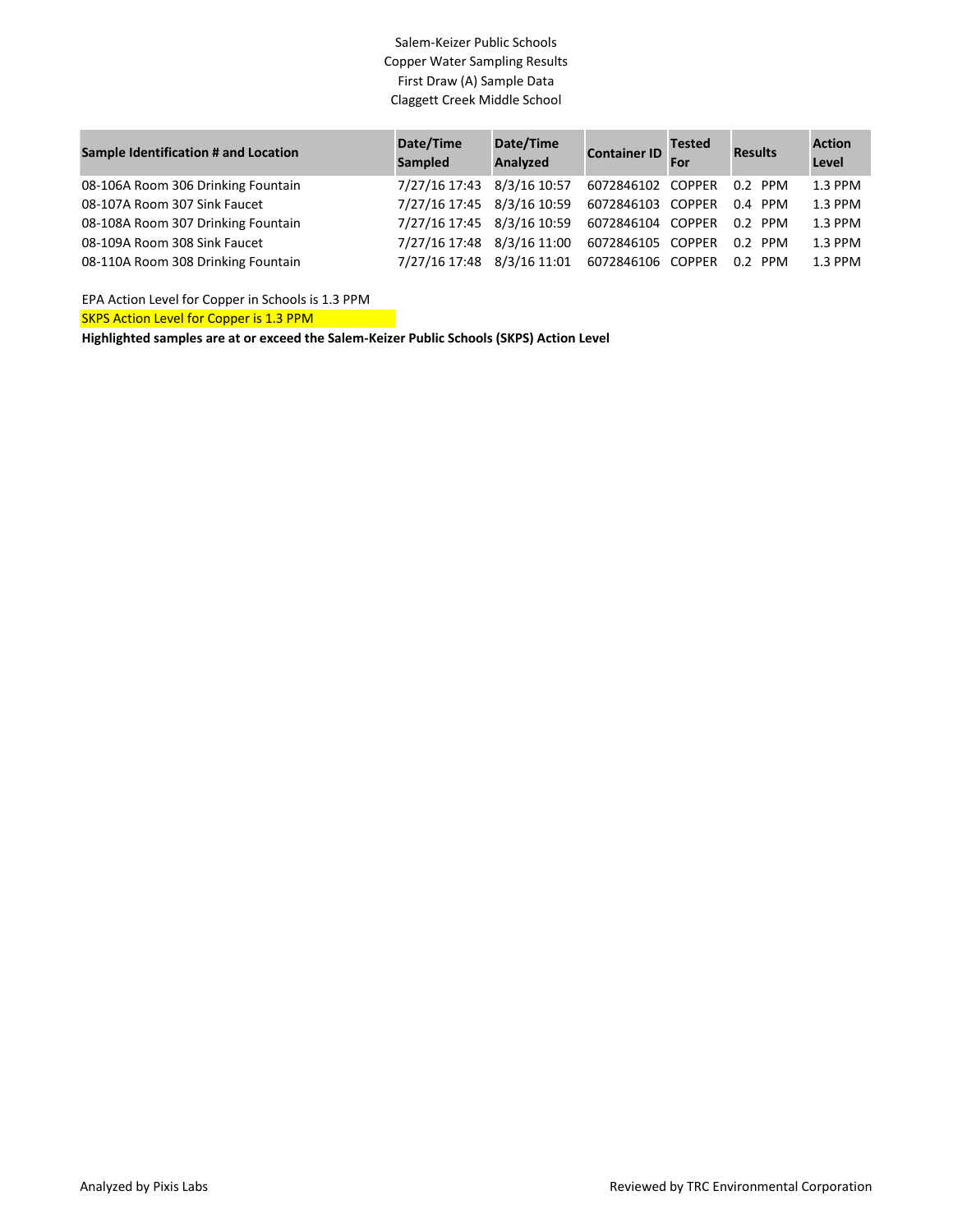Salem-Keizer Public Schools
Copper Water Sampling Results
First Draw (A) Sample Data
Claggett Creek Middle School

| Sample Identification # and Location | Date/Time Sampled | Date/Time Analyzed | Container ID | Tested For | Results | Action Level |
|---|---|---|---|---|---|---|
| 08-106A Room 306 Drinking Fountain | 7/27/16 17:43 | 8/3/16 10:57 | 6072846102 | COPPER | 0.2 PPM | 1.3 PPM |
| 08-107A Room 307 Sink Faucet | 7/27/16 17:45 | 8/3/16 10:59 | 6072846103 | COPPER | 0.4 PPM | 1.3 PPM |
| 08-108A Room 307 Drinking Fountain | 7/27/16 17:45 | 8/3/16 10:59 | 6072846104 | COPPER | 0.2 PPM | 1.3 PPM |
| 08-109A Room 308 Sink Faucet | 7/27/16 17:48 | 8/3/16 11:00 | 6072846105 | COPPER | 0.2 PPM | 1.3 PPM |
| 08-110A Room 308 Drinking Fountain | 7/27/16 17:48 | 8/3/16 11:01 | 6072846106 | COPPER | 0.2 PPM | 1.3 PPM |

EPA Action Level for Copper in Schools is 1.3 PPM

SKPS Action Level for Copper is 1.3 PPM

**Highlighted samples are at or exceed the Salem-Keizer Public Schools (SKPS) Action Level**

Analyzed by Pixis Labs

Reviewed by TRC Environmental Corporation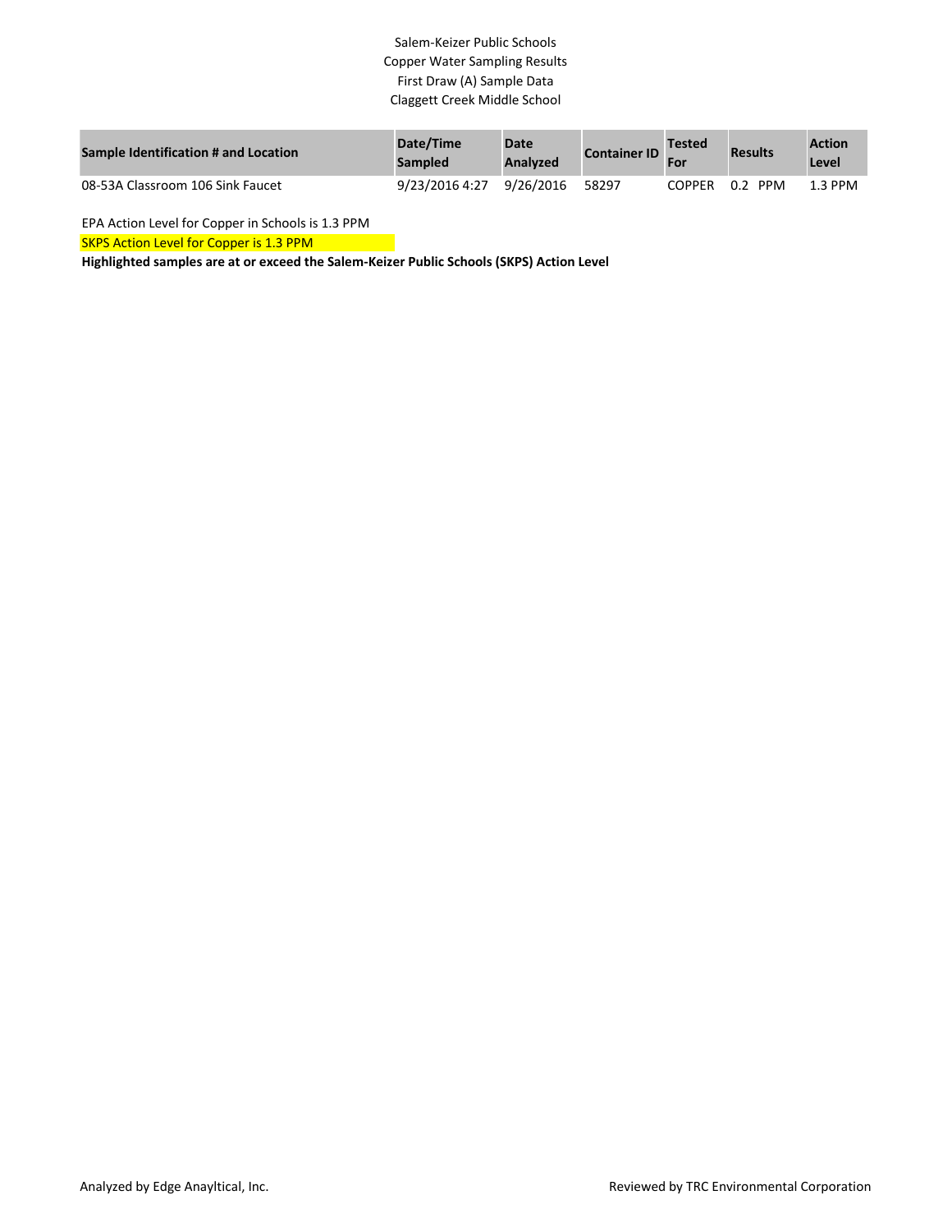Salem-Keizer Public Schools
Copper Water Sampling Results
First Draw (A) Sample Data
Claggett Creek Middle School

| Sample Identification # and Location | Date/Time Sampled | Date Analyzed | Container ID | Tested For | Results | Action Level |
|---|---|---|---|---|---|---|
| 08-53A Classroom 106 Sink Faucet | 9/23/2016 4:27 | 9/26/2016 | 58297 | COPPER | 0.2 PPM | 1.3 PPM |

EPA Action Level for Copper in Schools is 1.3 PPM

SKPS Action Level for Copper is 1.3 PPM

**Highlighted samples are at or exceed the Salem-Keizer Public Schools (SKPS) Action Level**

Analyzed by Edge Anayltical, Inc.

Reviewed by TRC Environmental Corporation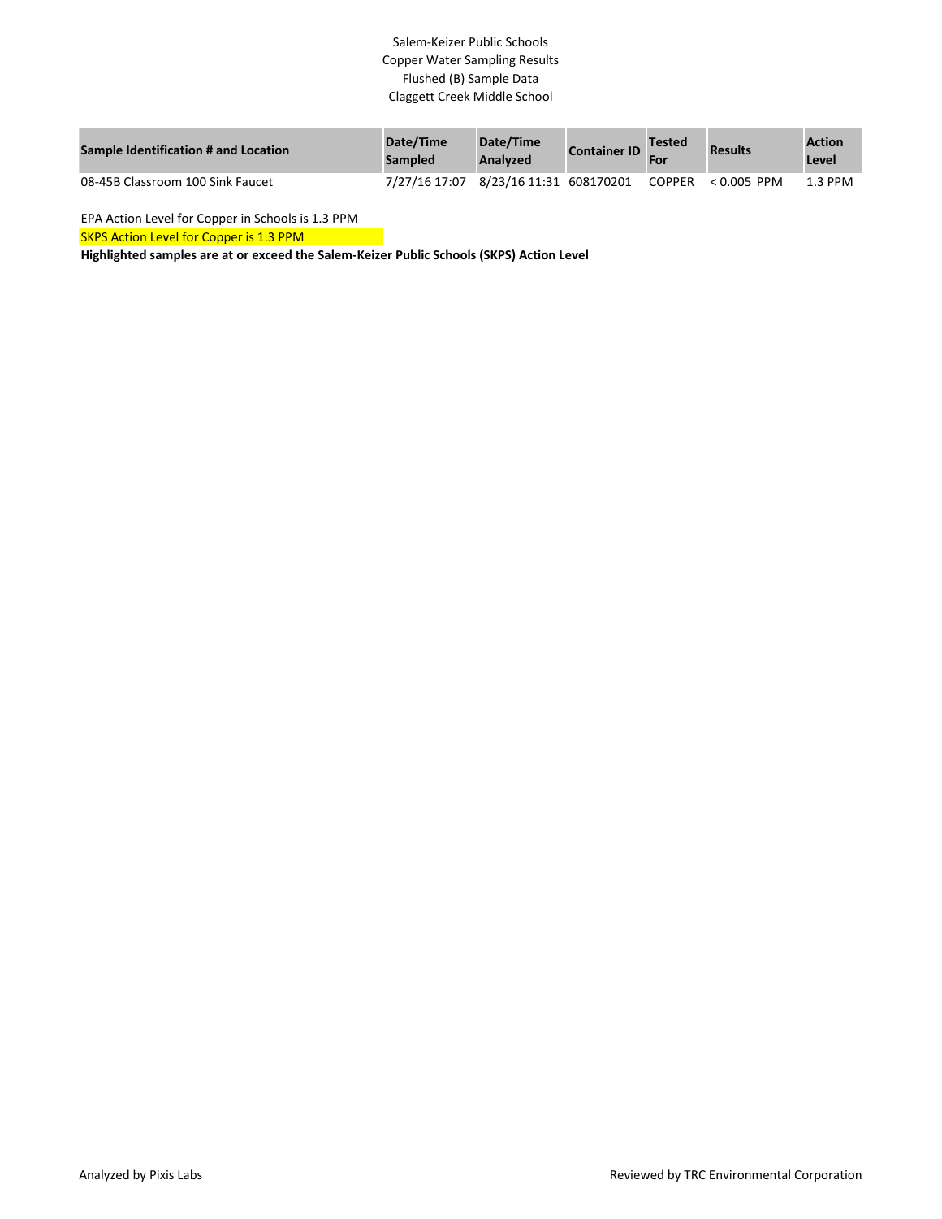Salem-Keizer Public Schools
Copper Water Sampling Results
Flushed (B) Sample Data
Claggett Creek Middle School

| Sample Identification # and Location | Date/Time Sampled | Date/Time Analyzed | Container ID | Tested For | Results | Action Level |
| --- | --- | --- | --- | --- | --- | --- |
| 08-45B Classroom 100 Sink Faucet | 7/27/16 17:07 | 8/23/16 11:31 | 608170201 | COPPER | < 0.005 PPM | 1.3 PPM |

EPA Action Level for Copper in Schools is 1.3 PPM

SKPS Action Level for Copper is 1.3 PPM

**Highlighted samples are at or exceed the Salem-Keizer Public Schools (SKPS) Action Level**

Analyzed by Pixis Labs

Reviewed by TRC Environmental Corporation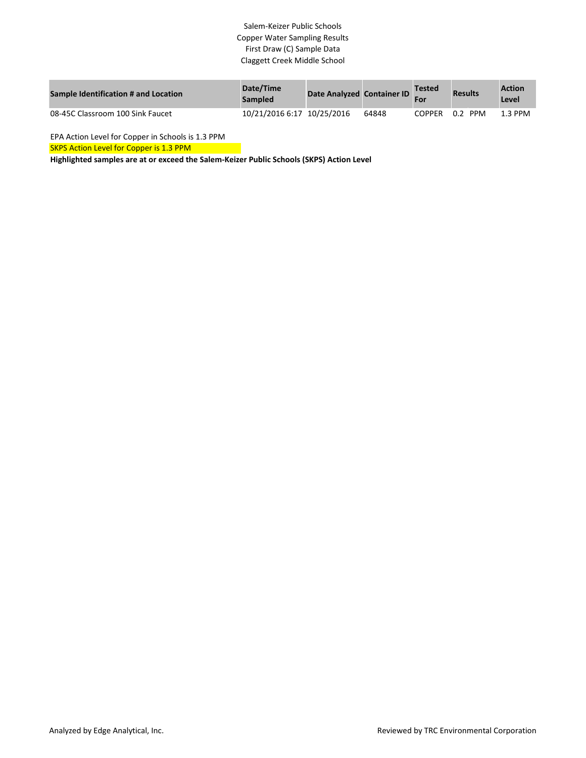Salem-Keizer Public Schools
Copper Water Sampling Results
First Draw (C) Sample Data
Claggett Creek Middle School

| Sample Identification # and Location | Date/Time Sampled | Date Analyzed | Container ID | Tested For | Results | Action Level |
|---|---|---|---|---|---|---|
| 08-45C Classroom 100 Sink Faucet | 10/21/2016 6:17 | 10/25/2016 | 64848 | COPPER | 0.2 PPM | 1.3 PPM |

EPA Action Level for Copper in Schools is 1.3 PPM

SKPS Action Level for Copper is 1.3 PPM

**Highlighted samples are at or exceed the Salem-Keizer Public Schools (SKPS) Action Level**

Analyzed by Edge Analytical, Inc.

Reviewed by TRC Environmental Corporation